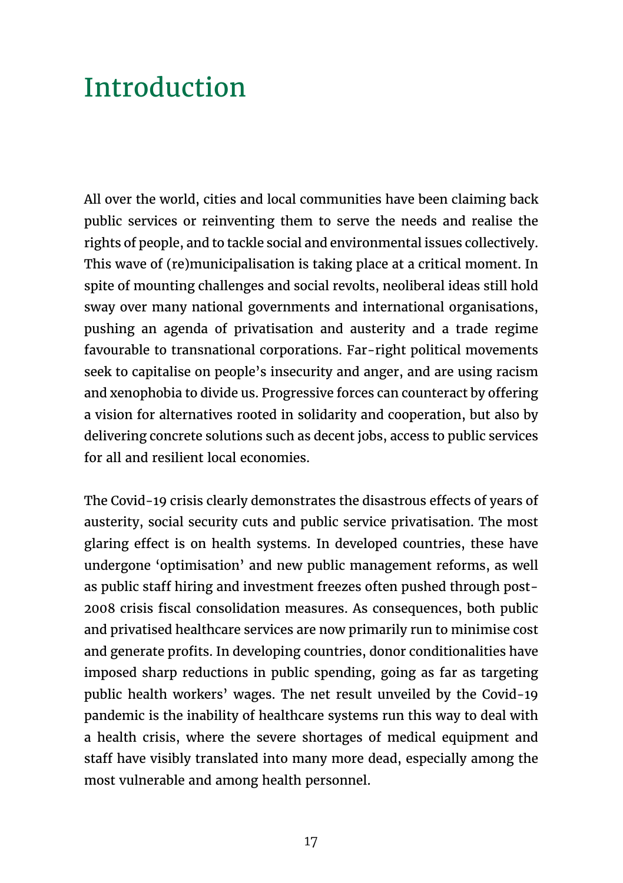# Introduction

All over the world, cities and local communities have been claiming back public services or reinventing them to serve the needs and realise the rights of people, and to tackle social and environmental issues collectively. This wave of (re)municipalisation is taking place at a critical moment. In spite of mounting challenges and social revolts, neoliberal ideas still hold sway over many national governments and international organisations, pushing an agenda of privatisation and austerity and a trade regime favourable to transnational corporations. Far-right political movements seek to capitalise on people's insecurity and anger, and are using racism and xenophobia to divide us. Progressive forces can counteract by offering a vision for alternatives rooted in solidarity and cooperation, but also by delivering concrete solutions such as decent jobs, access to public services for all and resilient local economies.

The Covid-19 crisis clearly demonstrates the disastrous effects of years of austerity, social security cuts and public service privatisation. The most glaring effect is on health systems. In developed countries, these have undergone 'optimisation' and new public management reforms, as well as public staff hiring and investment freezes often pushed through post-2008 crisis fiscal consolidation measures. As consequences, both public and privatised healthcare services are now primarily run to minimise cost and generate profits. In developing countries, donor conditionalities have imposed sharp reductions in public spending, going as far as targeting public health workers' wages. The net result unveiled by the Covid-19 pandemic is the inability of healthcare systems run this way to deal with a health crisis, where the severe shortages of medical equipment and staff have visibly translated into many more dead, especially among the most vulnerable and among health personnel.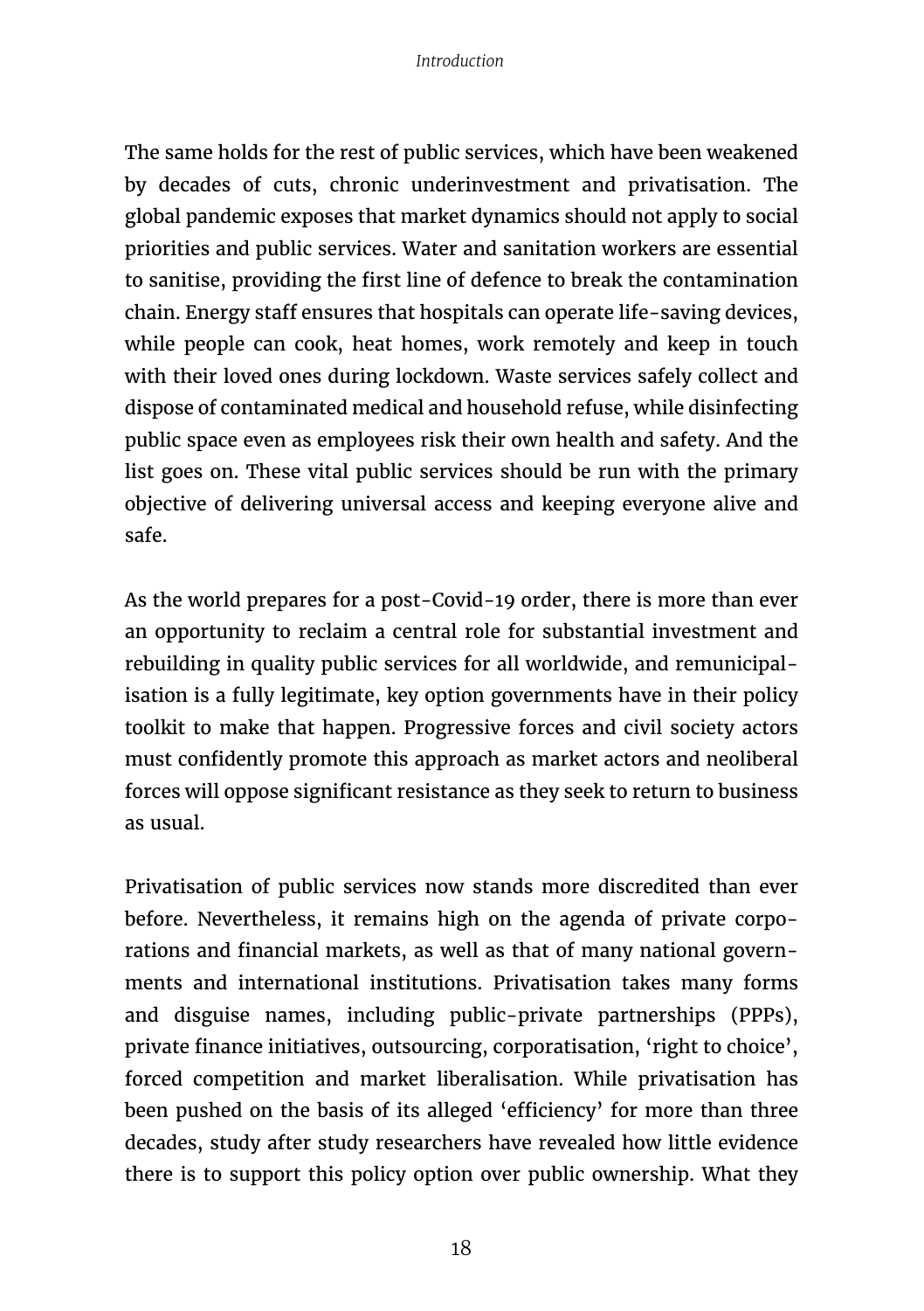The same holds for the rest of public services, which have been weakened by decades of cuts, chronic underinvestment and privatisation. The global pandemic exposes that market dynamics should not apply to social priorities and public services. Water and sanitation workers are essential to sanitise, providing the first line of defence to break the contamination chain. Energy staff ensures that hospitals can operate life-saving devices, while people can cook, heat homes, work remotely and keep in touch with their loved ones during lockdown. Waste services safely collect and dispose of contaminated medical and household refuse, while disinfecting public space even as employees risk their own health and safety. And the list goes on. These vital public services should be run with the primary objective of delivering universal access and keeping everyone alive and safe.

As the world prepares for a post-Covid-19 order, there is more than ever an opportunity to reclaim a central role for substantial investment and rebuilding in quality public services for all worldwide, and remunicipalisation is a fully legitimate, key option governments have in their policy toolkit to make that happen. Progressive forces and civil society actors must confidently promote this approach as market actors and neoliberal forces will oppose significant resistance as they seek to return to business as usual.

Privatisation of public services now stands more discredited than ever before. Nevertheless, it remains high on the agenda of private corporations and financial markets, as well as that of many national governments and international institutions. Privatisation takes many forms and disguise names, including public-private partnerships (PPPs), private finance initiatives, outsourcing, corporatisation, 'right to choice', forced competition and market liberalisation. While privatisation has been pushed on the basis of its alleged 'efficiency' for more than three decades, study after study researchers have revealed how little evidence there is to support this policy option over public ownership. What they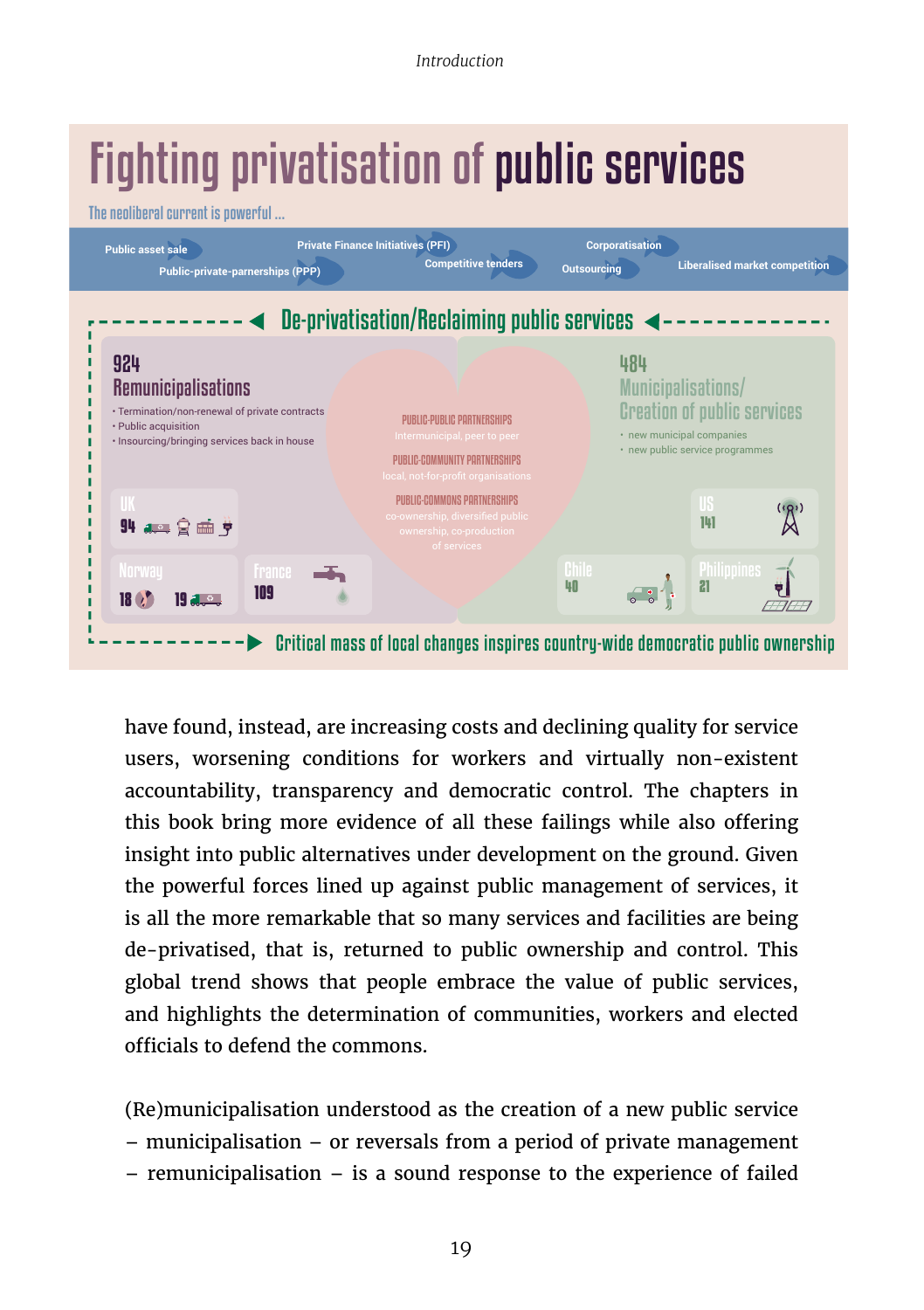# Fighting privatisation of public services

The neoliberal current is powerful ...

Public asset sale · Private Finance Initiatives (PFI) · Public-private-parnerships (PPP) · Competitive tenders · Corporatisation · Outsourcing · Liberalised market competition

## De-privatisation/Reclaiming public services

**924 Remunicipalisations**

- Termination/non-renewal of private contracts
- Public acquisition
- Insourcing/bringing services back in house

UK 94 · Norway 18 · 19 · France 109

**PUBLIC-PUBLIC PARTNERSHIPS**
Intermunicipal, peer to peer

**PUBLIC-COMMUNITY PARTNERSHIPS**
local, not-for-profit organisations

**PUBLIC-COMMONS PARTNERSHIPS**
co-ownership, diversified public ownership, co-production of services

**484 Municipalisations/ Creation of public services**

- new municipal companies
- new public service programmes

US 141 · Chile 40 · Philippines 21

Critical mass of local changes inspires country-wide democratic public ownership

have found, instead, are increasing costs and declining quality for service users, worsening conditions for workers and virtually non-existent accountability, transparency and democratic control. The chapters in this book bring more evidence of all these failings while also offering insight into public alternatives under development on the ground. Given the powerful forces lined up against public management of services, it is all the more remarkable that so many services and facilities are being de-privatised, that is, returned to public ownership and control. This global trend shows that people embrace the value of public services, and highlights the determination of communities, workers and elected officials to defend the commons.

(Re)municipalisation understood as the creation of a new public service – municipalisation – or reversals from a period of private management – remunicipalisation – is a sound response to the experience of failed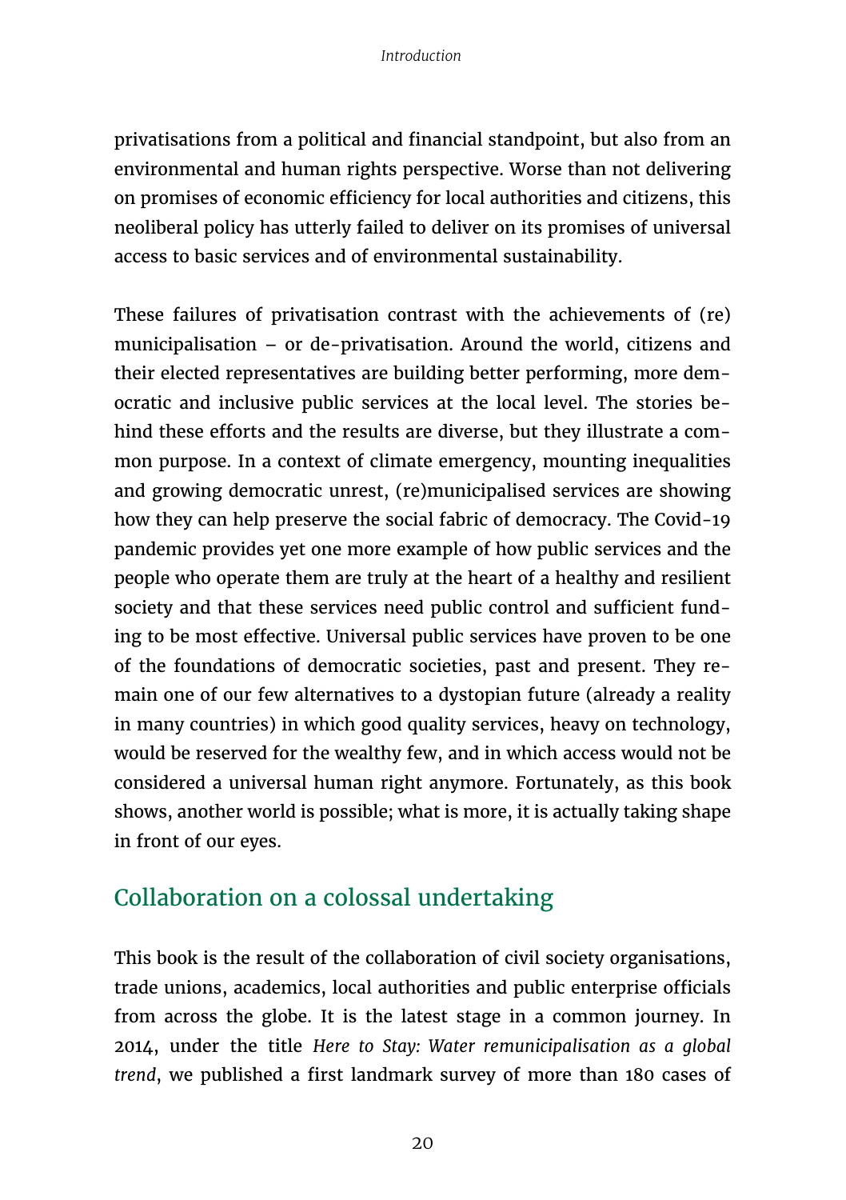privatisations from a political and financial standpoint, but also from an environmental and human rights perspective. Worse than not delivering on promises of economic efficiency for local authorities and citizens, this neoliberal policy has utterly failed to deliver on its promises of universal access to basic services and of environmental sustainability.

These failures of privatisation contrast with the achievements of (re) municipalisation – or de-privatisation. Around the world, citizens and their elected representatives are building better performing, more democratic and inclusive public services at the local level. The stories behind these efforts and the results are diverse, but they illustrate a common purpose. In a context of climate emergency, mounting inequalities and growing democratic unrest, (re)municipalised services are showing how they can help preserve the social fabric of democracy. The Covid-19 pandemic provides yet one more example of how public services and the people who operate them are truly at the heart of a healthy and resilient society and that these services need public control and sufficient funding to be most effective. Universal public services have proven to be one of the foundations of democratic societies, past and present. They remain one of our few alternatives to a dystopian future (already a reality in many countries) in which good quality services, heavy on technology, would be reserved for the wealthy few, and in which access would not be considered a universal human right anymore. Fortunately, as this book shows, another world is possible; what is more, it is actually taking shape in front of our eyes.

## Collaboration on a colossal undertaking

This book is the result of the collaboration of civil society organisations, trade unions, academics, local authorities and public enterprise officials from across the globe. It is the latest stage in a common journey. In 2014, under the title *Here to Stay: Water remunicipalisation as a global trend*, we published a first landmark survey of more than 180 cases of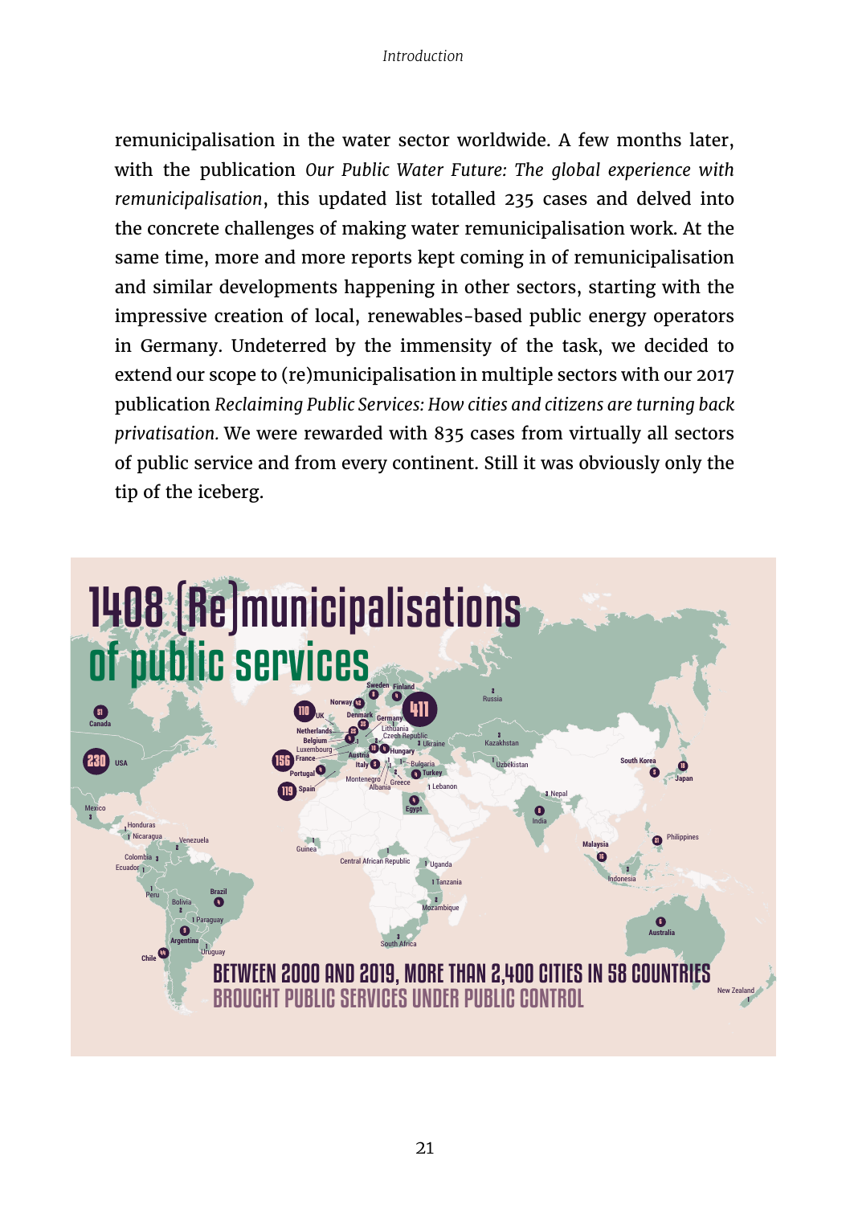remunicipalisation in the water sector worldwide. A few months later, with the publication *Our Public Water Future: The global experience with remunicipalisation*, this updated list totalled 235 cases and delved into the concrete challenges of making water remunicipalisation work. At the same time, more and more reports kept coming in of remunicipalisation and similar developments happening in other sectors, starting with the impressive creation of local, renewables-based public energy operators in Germany. Undeterred by the immensity of the task, we decided to extend our scope to (re)municipalisation in multiple sectors with our 2017 publication *Reclaiming Public Services: How cities and citizens are turning back privatisation.* We were rewarded with 835 cases from virtually all sectors of public service and from every continent. Still it was obviously only the tip of the iceberg.

## 1408 (Re)municipalisations of public services

BETWEEN 2000 AND 2019, MORE THAN 2,400 CITIES IN 58 COUNTRIES BROUGHT PUBLIC SERVICES UNDER PUBLIC CONTROL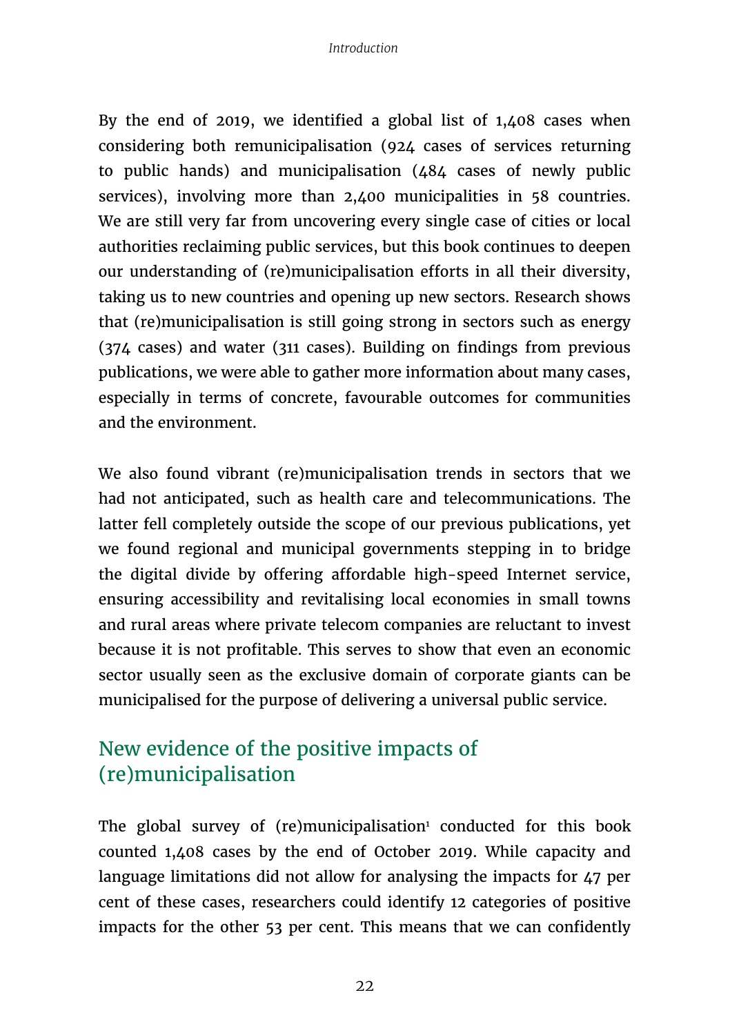By the end of 2019, we identified a global list of 1,408 cases when considering both remunicipalisation (924 cases of services returning to public hands) and municipalisation (484 cases of newly public services), involving more than 2,400 municipalities in 58 countries. We are still very far from uncovering every single case of cities or local authorities reclaiming public services, but this book continues to deepen our understanding of (re)municipalisation efforts in all their diversity, taking us to new countries and opening up new sectors. Research shows that (re)municipalisation is still going strong in sectors such as energy (374 cases) and water (311 cases). Building on findings from previous publications, we were able to gather more information about many cases, especially in terms of concrete, favourable outcomes for communities and the environment.

We also found vibrant (re)municipalisation trends in sectors that we had not anticipated, such as health care and telecommunications. The latter fell completely outside the scope of our previous publications, yet we found regional and municipal governments stepping in to bridge the digital divide by offering affordable high-speed Internet service, ensuring accessibility and revitalising local economies in small towns and rural areas where private telecom companies are reluctant to invest because it is not profitable. This serves to show that even an economic sector usually seen as the exclusive domain of corporate giants can be municipalised for the purpose of delivering a universal public service.

## New evidence of the positive impacts of (re)municipalisation

The global survey of (re)municipalisation[1] conducted for this book counted 1,408 cases by the end of October 2019. While capacity and language limitations did not allow for analysing the impacts for 47 per cent of these cases, researchers could identify 12 categories of positive impacts for the other 53 per cent. This means that we can confidently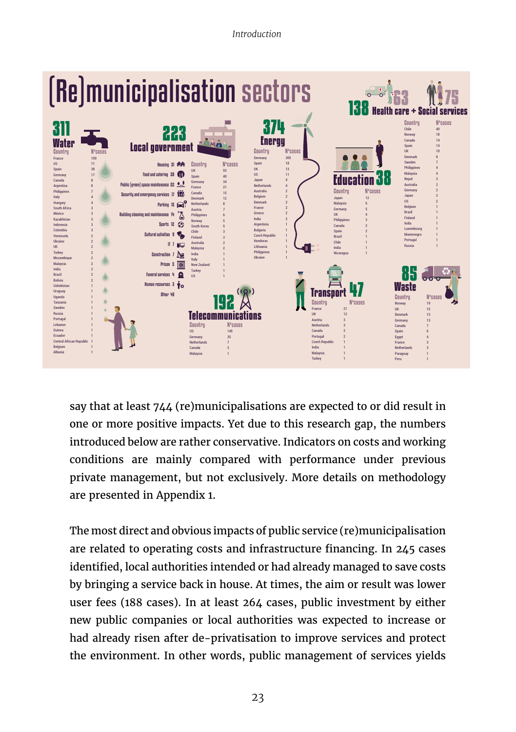# (Re)municipalisation sectors

## 311 Water

| Country | N°cases |
|---|---|
| France | 109 |
| US | 71 |
| Spain | 38 |
| Germany | 17 |
| Canada | 8 |
| Argentina | 8 |
| Philippines | 7 |
| Italy | 4 |
| Hungary | 4 |
| South Africa | 3 |
| México | 3 |
| Kazakhstan | 3 |
| Indonesia | 3 |
| Colombia | 3 |
| Venezuela | 2 |
| Ukraine | 2 |
| UK | 2 |
| Turkey | 2 |
| Mozambique | 2 |
| Malaysia | 2 |
| India | 2 |
| Brazil | 2 |
| Bolivia | 2 |
| Uzbekistan | 1 |
| Uruguay | 1 |
| Uganda | 1 |
| Tanzania | 1 |
| Sweden | 1 |
| Russia | 1 |
| Portugal | 1 |
| Lebanon | 1 |
| Guinea | 1 |
| Ecuador | 1 |
| Central African Republic | 1 |
| Belgium | 1 |
| Albania | 1 |

## 223 Local government

| Sector | N°cases |
|---|---|
| Housing | 31 |
| Food and catering | 28 |
| Public (green) space maintenance | 22 |
| Security and emergency services | 17 |
| Parking | 15 |
| Building cleaning and maintenance | 14 |
| Sports | 12 |
| Cultural activities | 9 |
| IT | 7 |
| Construction | 7 |
| Prison | 5 |
| Funeral services | 4 |
| Human resources | 3 |
| Other | 49 |

| Country | N°cases |
|---|---|
| UK | 55 |
| Spain | 40 |
| Germany | 34 |
| France | 21 |
| Canada | 15 |
| Denmark | 12 |
| Netherlands | 8 |
| Austria | 7 |
| Philippines | 6 |
| Norway | 5 |
| South Korea | 5 |
| Chile | 3 |
| Finland | 3 |
| Australia | 2 |
| Malaysia | 2 |
| India | 1 |
| Italy | 1 |
| New Zealand | 1 |
| Turkey | 1 |
| US | 1 |

## 374 Energy

| Country | N°cases |
|---|---|
| Germany | 305 |
| Spain | 18 |
| UK | 13 |
| US | 11 |
| Japan | 4 |
| Netherlands | 4 |
| Australia | 2 |
| Belgium | 2 |
| Denmark | 2 |
| France | 2 |
| Greece | 2 |
| India | 2 |
| Argentina | 1 |
| Bulgaria | 1 |
| Czech Republic | 1 |
| Honduras | 1 |
| Lithuania | 1 |
| Philippines | 1 |
| Ukraine | 1 |

## 138 Health care + Social services (63 + 75)

| Country | N°cases |
|---|---|
| Chile | 40 |
| Norway | 18 |
| Canada | 14 |
| Spain | 14 |
| UK | 10 |
| Denmark | 8 |
| Sweden | 7 |
| Philippines | 4 |
| Malaysia | 4 |
| Nepal | 3 |
| Australia | 2 |
| Germany | 2 |
| Japan | 2 |
| US | 2 |
| Belgium | 1 |
| Brazil | 1 |
| Finland | 1 |
| India | 1 |
| Luxembourg | 1 |
| Montenegro | 1 |
| Portugal | 1 |
| Russia | 1 |

## Education 38

| Country | N°cases |
|---|---|
| Japan | 12 |
| Malaysia | 6 |
| Germany | 5 |
| UK | 4 |
| Philippines | 3 |
| Canada | 2 |
| Spain | 2 |
| Brazil | 1 |
| Chile | 1 |
| India | 1 |
| Nicaragua | 1 |

## 192 Telecommunications

| Country | N°cases |
|---|---|
| US | 145 |
| Germany | 35 |
| Netherlands | 7 |
| Canada | 3 |
| Malaysia | 1 |

## Transport 47

| Country | N°cases |
|---|---|
| France | 21 |
| UK | 12 |
| Austria | 3 |
| Netherlands | 3 |
| Canada | 2 |
| Portugal | 2 |
| Czech Republic | 1 |
| India | 1 |
| Malaysia | 1 |
| Turkey | 1 |

## 85 Waste

| Country | N°cases |
|---|---|
| Norway | 19 |
| UK | 15 |
| Denmark | 13 |
| Germany | 13 |
| Canada | 7 |
| Spain | 6 |
| Egypt | 4 |
| France | 3 |
| Netherlands | 3 |
| Paraguay | 1 |
| Peru | 1 |

say that at least 744 (re)municipalisations are expected to or did result in one or more positive impacts. Yet due to this research gap, the numbers introduced below are rather conservative. Indicators on costs and working conditions are mainly compared with performance under previous private management, but not exclusively. More details on methodology are presented in Appendix 1.

The most direct and obvious impacts of public service (re)municipalisation are related to operating costs and infrastructure financing. In 245 cases identified, local authorities intended or had already managed to save costs by bringing a service back in house. At times, the aim or result was lower user fees (188 cases). In at least 264 cases, public investment by either new public companies or local authorities was expected to increase or had already risen after de-privatisation to improve services and protect the environment. In other words, public management of services yields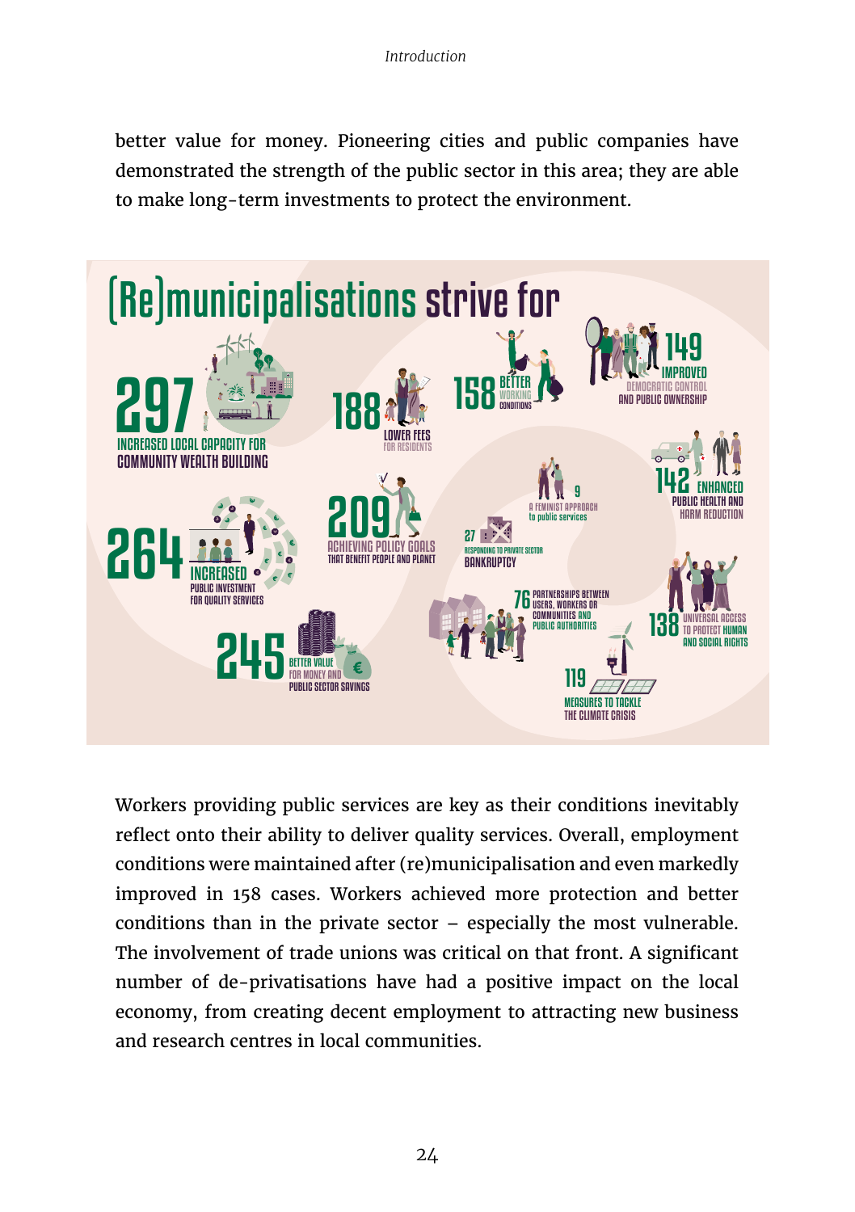better value for money. Pioneering cities and public companies have demonstrated the strength of the public sector in this area; they are able to make long-term investments to protect the environment.

# (Re)municipalisations strive for

- **297** INCREASED LOCAL CAPACITY FOR COMMUNITY WEALTH BUILDING
- **188** LOWER FEES FOR RESIDENTS
- **158** BETTER WORKING CONDITIONS
- **149** IMPROVED DEMOCRATIC CONTROL AND PUBLIC OWNERSHIP
- **264** INCREASED PUBLIC INVESTMENT FOR QUALITY SERVICES
- **209** ACHIEVING POLICY GOALS THAT BENEFIT PEOPLE AND PLANET
- **9** A FEMINIST APPROACH to public services
- **27** RESPONDING TO PRIVATE SECTOR BANKRUPTCY
- **142** ENHANCED PUBLIC HEALTH AND HARM REDUCTION
- **245** BETTER VALUE FOR MONEY AND PUBLIC SECTOR SAVINGS
- **76** PARTNERSHIPS BETWEEN USERS, WORKERS OR COMMUNITIES AND PUBLIC AUTHORITIES
- **138** UNIVERSAL ACCESS TO PROTECT HUMAN AND SOCIAL RIGHTS
- **119** MEASURES TO TACKLE THE CLIMATE CRISIS

Workers providing public services are key as their conditions inevitably reflect onto their ability to deliver quality services. Overall, employment conditions were maintained after (re)municipalisation and even markedly improved in 158 cases. Workers achieved more protection and better conditions than in the private sector – especially the most vulnerable. The involvement of trade unions was critical on that front. A significant number of de-privatisations have had a positive impact on the local economy, from creating decent employment to attracting new business and research centres in local communities.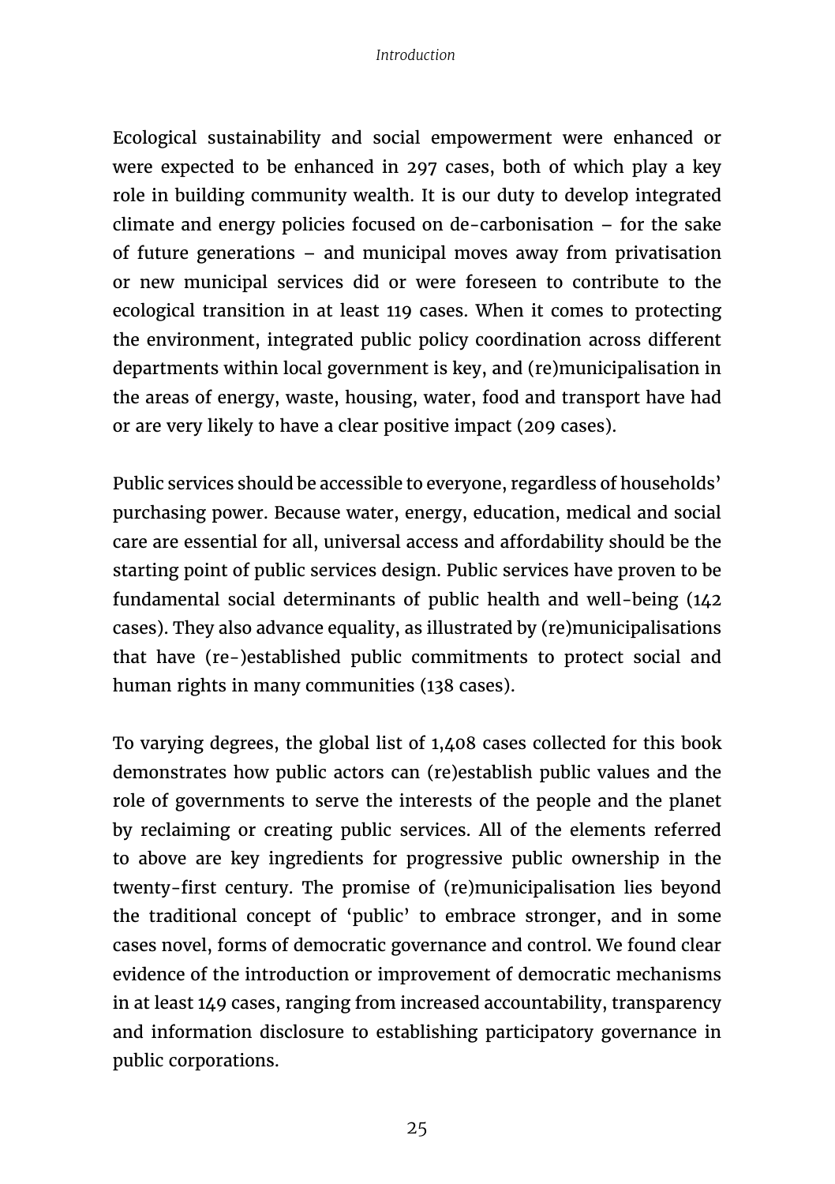Ecological sustainability and social empowerment were enhanced or were expected to be enhanced in 297 cases, both of which play a key role in building community wealth. It is our duty to develop integrated climate and energy policies focused on de-carbonisation – for the sake of future generations – and municipal moves away from privatisation or new municipal services did or were foreseen to contribute to the ecological transition in at least 119 cases. When it comes to protecting the environment, integrated public policy coordination across different departments within local government is key, and (re)municipalisation in the areas of energy, waste, housing, water, food and transport have had or are very likely to have a clear positive impact (209 cases).

Public services should be accessible to everyone, regardless of households' purchasing power. Because water, energy, education, medical and social care are essential for all, universal access and affordability should be the starting point of public services design. Public services have proven to be fundamental social determinants of public health and well-being (142 cases). They also advance equality, as illustrated by (re)municipalisations that have (re-)established public commitments to protect social and human rights in many communities (138 cases).

To varying degrees, the global list of 1,408 cases collected for this book demonstrates how public actors can (re)establish public values and the role of governments to serve the interests of the people and the planet by reclaiming or creating public services. All of the elements referred to above are key ingredients for progressive public ownership in the twenty-first century. The promise of (re)municipalisation lies beyond the traditional concept of 'public' to embrace stronger, and in some cases novel, forms of democratic governance and control. We found clear evidence of the introduction or improvement of democratic mechanisms in at least 149 cases, ranging from increased accountability, transparency and information disclosure to establishing participatory governance in public corporations.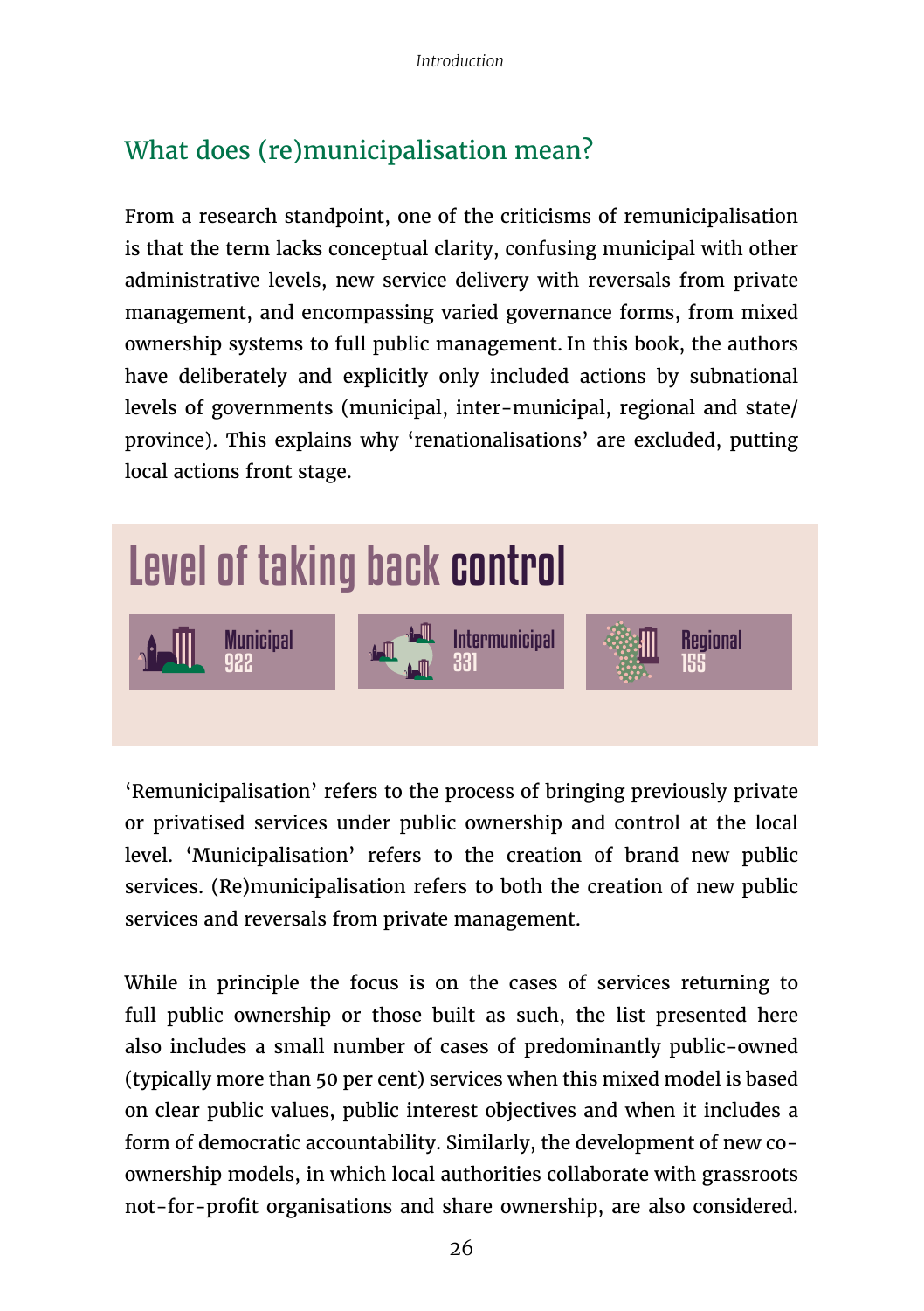## What does (re)municipalisation mean?

From a research standpoint, one of the criticisms of remunicipalisation is that the term lacks conceptual clarity, confusing municipal with other administrative levels, new service delivery with reversals from private management, and encompassing varied governance forms, from mixed ownership systems to full public management. In this book, the authors have deliberately and explicitly only included actions by subnational levels of governments (municipal, inter-municipal, regional and state/province). This explains why 'renationalisations' are excluded, putting local actions front stage.

**Level of taking back control**

| Municipal | Intermunicipal | Regional |
|---|---|---|
| 922 | 331 | 155 |

'Remunicipalisation' refers to the process of bringing previously private or privatised services under public ownership and control at the local level. 'Municipalisation' refers to the creation of brand new public services. (Re)municipalisation refers to both the creation of new public services and reversals from private management.

While in principle the focus is on the cases of services returning to full public ownership or those built as such, the list presented here also includes a small number of cases of predominantly public-owned (typically more than 50 per cent) services when this mixed model is based on clear public values, public interest objectives and when it includes a form of democratic accountability. Similarly, the development of new co-ownership models, in which local authorities collaborate with grassroots not-for-profit organisations and share ownership, are also considered.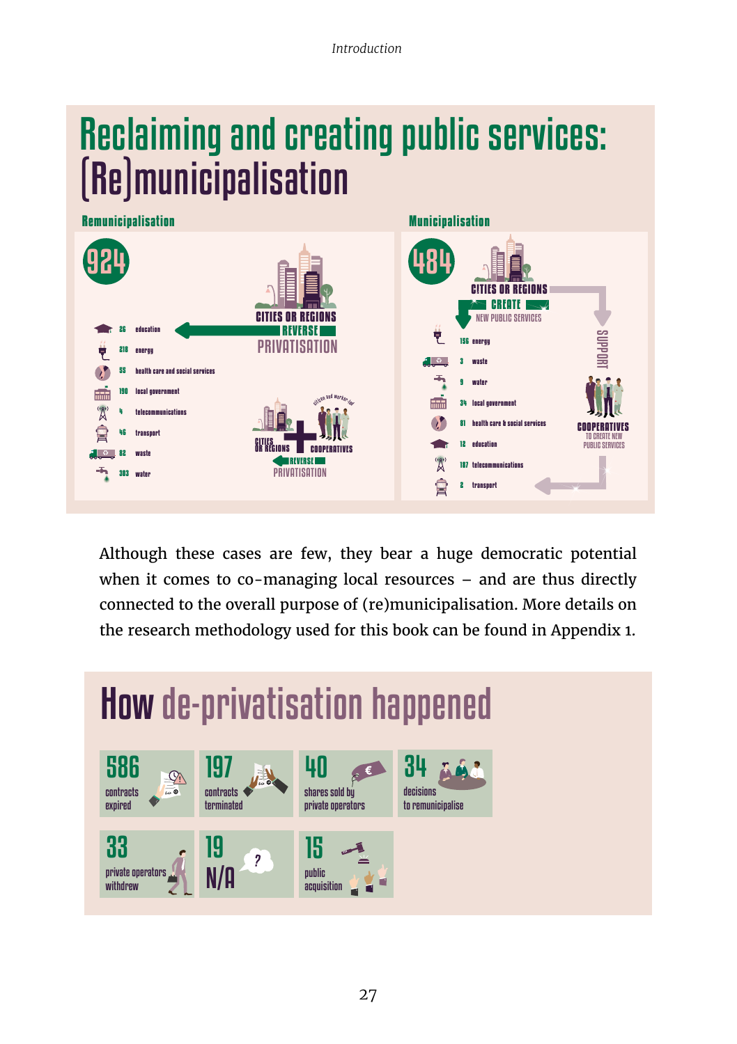# Reclaiming and creating public services: (Re)municipalisation

## Remunicipalisation

**924**

CITIES OR REGIONS REVERSE PRIVATISATION

- 26 education
- 218 energy
- 55 health care and social services
- 190 local government
- 4 telecommunications
- 46 transport
- 82 waste
- 303 water

CITIES OR REGIONS + COOPERATIVES (citizen and worker-led) REVERSE PRIVATISATION

## Municipalisation

**484**

CITIES OR REGIONS CREATE NEW PUBLIC SERVICES

- 156 energy
- 3 waste
- 9 water
- 34 local government
- 81 health care & social services
- 12 education
- 187 telecommunications
- 2 transport

SUPPORT

COOPERATIVES TO CREATE NEW PUBLIC SERVICES

Although these cases are few, they bear a huge democratic potential when it comes to co-managing local resources – and are thus directly connected to the overall purpose of (re)municipalisation. More details on the research methodology used for this book can be found in Appendix 1.

# How de-privatisation happened

- 586 contracts expired
- 197 contracts terminated
- 40 shares sold by private operators
- 34 decisions to remunicipalise
- 33 private operators withdrew
- 19 N/A
- 15 public acquisition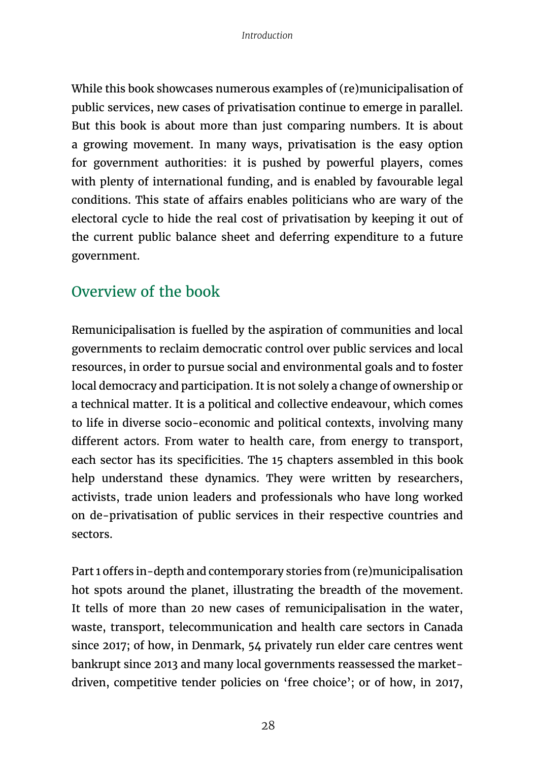While this book showcases numerous examples of (re)municipalisation of public services, new cases of privatisation continue to emerge in parallel. But this book is about more than just comparing numbers. It is about a growing movement. In many ways, privatisation is the easy option for government authorities: it is pushed by powerful players, comes with plenty of international funding, and is enabled by favourable legal conditions. This state of affairs enables politicians who are wary of the electoral cycle to hide the real cost of privatisation by keeping it out of the current public balance sheet and deferring expenditure to a future government.

## Overview of the book

Remunicipalisation is fuelled by the aspiration of communities and local governments to reclaim democratic control over public services and local resources, in order to pursue social and environmental goals and to foster local democracy and participation. It is not solely a change of ownership or a technical matter. It is a political and collective endeavour, which comes to life in diverse socio-economic and political contexts, involving many different actors. From water to health care, from energy to transport, each sector has its specificities. The 15 chapters assembled in this book help understand these dynamics. They were written by researchers, activists, trade union leaders and professionals who have long worked on de-privatisation of public services in their respective countries and sectors.

Part 1 offers in-depth and contemporary stories from (re)municipalisation hot spots around the planet, illustrating the breadth of the movement. It tells of more than 20 new cases of remunicipalisation in the water, waste, transport, telecommunication and health care sectors in Canada since 2017; of how, in Denmark, 54 privately run elder care centres went bankrupt since 2013 and many local governments reassessed the market-driven, competitive tender policies on 'free choice'; or of how, in 2017,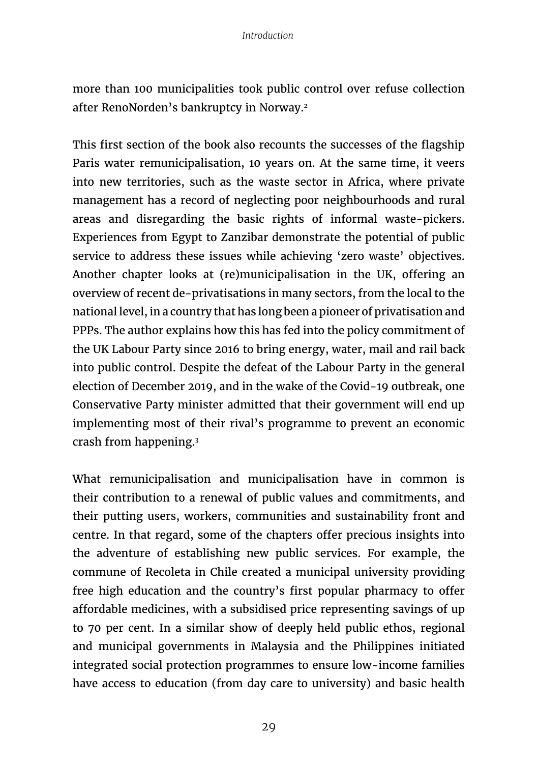more than 100 municipalities took public control over refuse collection after RenoNorden's bankruptcy in Norway.[2]

This first section of the book also recounts the successes of the flagship Paris water remunicipalisation, 10 years on. At the same time, it veers into new territories, such as the waste sector in Africa, where private management has a record of neglecting poor neighbourhoods and rural areas and disregarding the basic rights of informal waste-pickers. Experiences from Egypt to Zanzibar demonstrate the potential of public service to address these issues while achieving 'zero waste' objectives. Another chapter looks at (re)municipalisation in the UK, offering an overview of recent de-privatisations in many sectors, from the local to the national level, in a country that has long been a pioneer of privatisation and PPPs. The author explains how this has fed into the policy commitment of the UK Labour Party since 2016 to bring energy, water, mail and rail back into public control. Despite the defeat of the Labour Party in the general election of December 2019, and in the wake of the Covid-19 outbreak, one Conservative Party minister admitted that their government will end up implementing most of their rival's programme to prevent an economic crash from happening.[3]

What remunicipalisation and municipalisation have in common is their contribution to a renewal of public values and commitments, and their putting users, workers, communities and sustainability front and centre. In that regard, some of the chapters offer precious insights into the adventure of establishing new public services. For example, the commune of Recoleta in Chile created a municipal university providing free high education and the country's first popular pharmacy to offer affordable medicines, with a subsidised price representing savings of up to 70 per cent. In a similar show of deeply held public ethos, regional and municipal governments in Malaysia and the Philippines initiated integrated social protection programmes to ensure low-income families have access to education (from day care to university) and basic health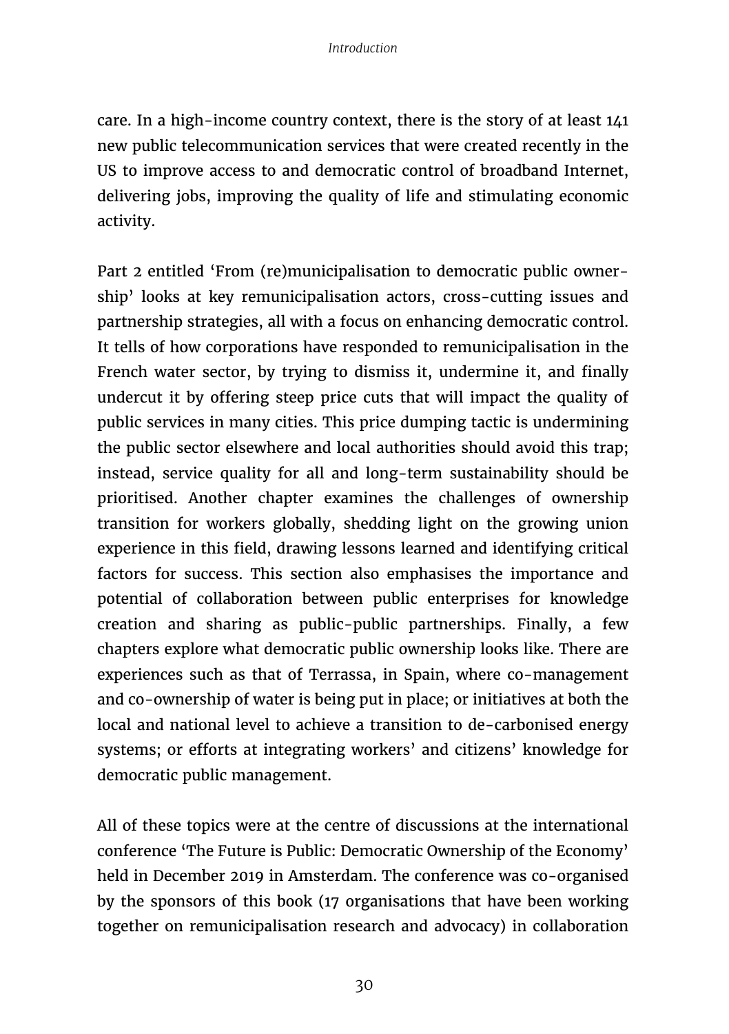care. In a high-income country context, there is the story of at least 141 new public telecommunication services that were created recently in the US to improve access to and democratic control of broadband Internet, delivering jobs, improving the quality of life and stimulating economic activity.

Part 2 entitled 'From (re)municipalisation to democratic public ownership' looks at key remunicipalisation actors, cross-cutting issues and partnership strategies, all with a focus on enhancing democratic control. It tells of how corporations have responded to remunicipalisation in the French water sector, by trying to dismiss it, undermine it, and finally undercut it by offering steep price cuts that will impact the quality of public services in many cities. This price dumping tactic is undermining the public sector elsewhere and local authorities should avoid this trap; instead, service quality for all and long-term sustainability should be prioritised. Another chapter examines the challenges of ownership transition for workers globally, shedding light on the growing union experience in this field, drawing lessons learned and identifying critical factors for success. This section also emphasises the importance and potential of collaboration between public enterprises for knowledge creation and sharing as public-public partnerships. Finally, a few chapters explore what democratic public ownership looks like. There are experiences such as that of Terrassa, in Spain, where co-management and co-ownership of water is being put in place; or initiatives at both the local and national level to achieve a transition to de-carbonised energy systems; or efforts at integrating workers' and citizens' knowledge for democratic public management.

All of these topics were at the centre of discussions at the international conference 'The Future is Public: Democratic Ownership of the Economy' held in December 2019 in Amsterdam. The conference was co-organised by the sponsors of this book (17 organisations that have been working together on remunicipalisation research and advocacy) in collaboration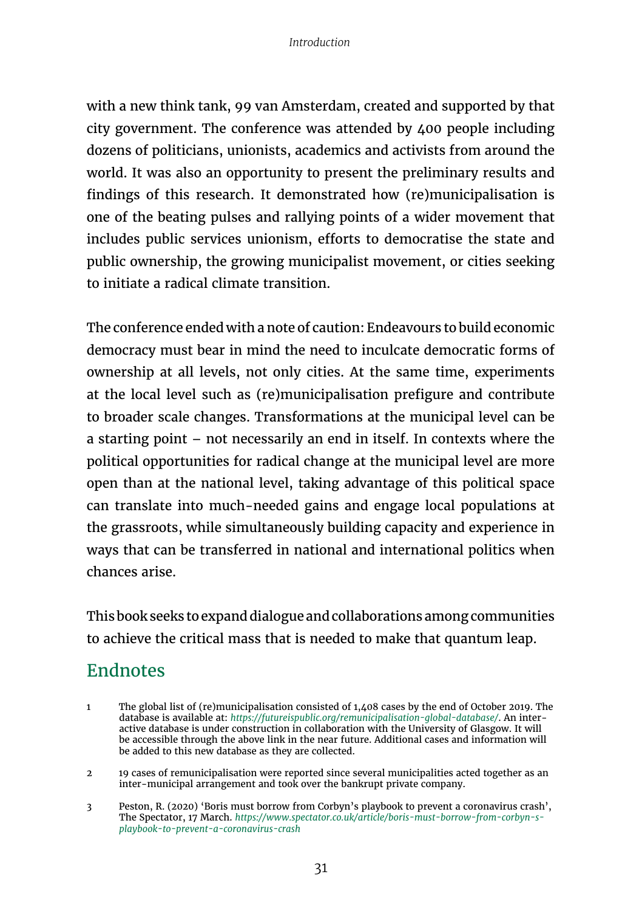with a new think tank, 99 van Amsterdam, created and supported by that city government. The conference was attended by 400 people including dozens of politicians, unionists, academics and activists from around the world. It was also an opportunity to present the preliminary results and findings of this research. It demonstrated how (re)municipalisation is one of the beating pulses and rallying points of a wider movement that includes public services unionism, efforts to democratise the state and public ownership, the growing municipalist movement, or cities seeking to initiate a radical climate transition.

The conference ended with a note of caution: Endeavours to build economic democracy must bear in mind the need to inculcate democratic forms of ownership at all levels, not only cities. At the same time, experiments at the local level such as (re)municipalisation prefigure and contribute to broader scale changes. Transformations at the municipal level can be a starting point – not necessarily an end in itself. In contexts where the political opportunities for radical change at the municipal level are more open than at the national level, taking advantage of this political space can translate into much-needed gains and engage local populations at the grassroots, while simultaneously building capacity and experience in ways that can be transferred in national and international politics when chances arise.

This book seeks to expand dialogue and collaborations among communities to achieve the critical mass that is needed to make that quantum leap.

## Endnotes

1 The global list of (re)municipalisation consisted of 1,408 cases by the end of October 2019. The database is available at: *https://futureispublic.org/remunicipalisation-global-database/*. An interactive database is under construction in collaboration with the University of Glasgow. It will be accessible through the above link in the near future. Additional cases and information will be added to this new database as they are collected.

2 19 cases of remunicipalisation were reported since several municipalities acted together as an inter-municipal arrangement and took over the bankrupt private company.

3 Peston, R. (2020) 'Boris must borrow from Corbyn's playbook to prevent a coronavirus crash', The Spectator, 17 March. *https://www.spectator.co.uk/article/boris-must-borrow-from-corbyn-s-playbook-to-prevent-a-coronavirus-crash*